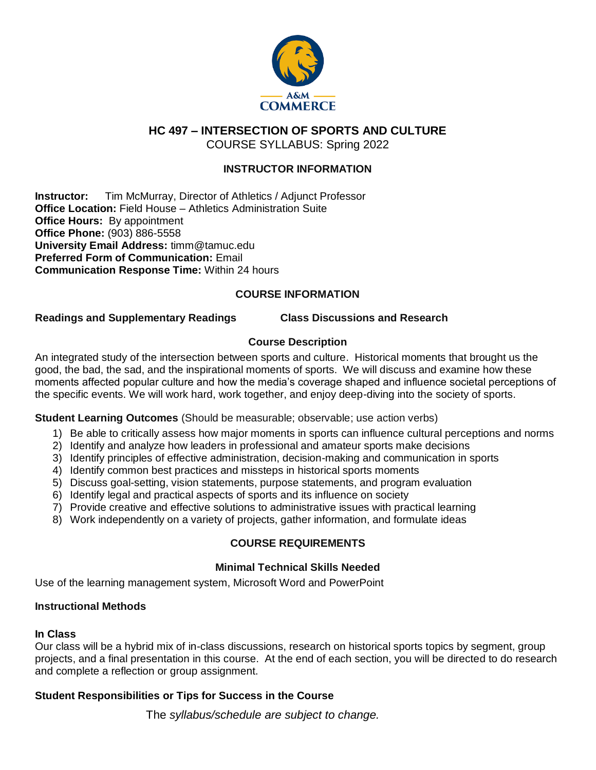# HC 497 – INTERSECTION OF SPORTS AND CULTURE

COURSE SYLLABUS: Spring 2022

## INSTRUCTOR INFORMATION

**Instructor:** Tim McMurray, Director of Athletics / Adjunct Professor
**Office Location:** Field House – Athletics Administration Suite
**Office Hours:** By appointment
**Office Phone:** (903) 886-5558
**University Email Address:** timm@tamuc.edu
**Preferred Form of Communication:** Email
**Communication Response Time:** Within 24 hours

## COURSE INFORMATION

**Readings and Supplementary Readings** **Class Discussions and Research**

### Course Description

An integrated study of the intersection between sports and culture. Historical moments that brought us the good, the bad, the sad, and the inspirational moments of sports. We will discuss and examine how these moments affected popular culture and how the media's coverage shaped and influence societal perceptions of the specific events. We will work hard, work together, and enjoy deep-diving into the society of sports.

**Student Learning Outcomes** (Should be measurable; observable; use action verbs)

1) Be able to critically assess how major moments in sports can influence cultural perceptions and norms
2) Identify and analyze how leaders in professional and amateur sports make decisions
3) Identify principles of effective administration, decision-making and communication in sports
4) Identify common best practices and missteps in historical sports moments
5) Discuss goal-setting, vision statements, purpose statements, and program evaluation
6) Identify legal and practical aspects of sports and its influence on society
7) Provide creative and effective solutions to administrative issues with practical learning
8) Work independently on a variety of projects, gather information, and formulate ideas

## COURSE REQUIREMENTS

### Minimal Technical Skills Needed

Use of the learning management system, Microsoft Word and PowerPoint

### Instructional Methods

#### In Class

Our class will be a hybrid mix of in-class discussions, research on historical sports topics by segment, group projects, and a final presentation in this course. At the end of each section, you will be directed to do research and complete a reflection or group assignment.

### Student Responsibilities or Tips for Success in the Course

The *syllabus/schedule are subject to change.*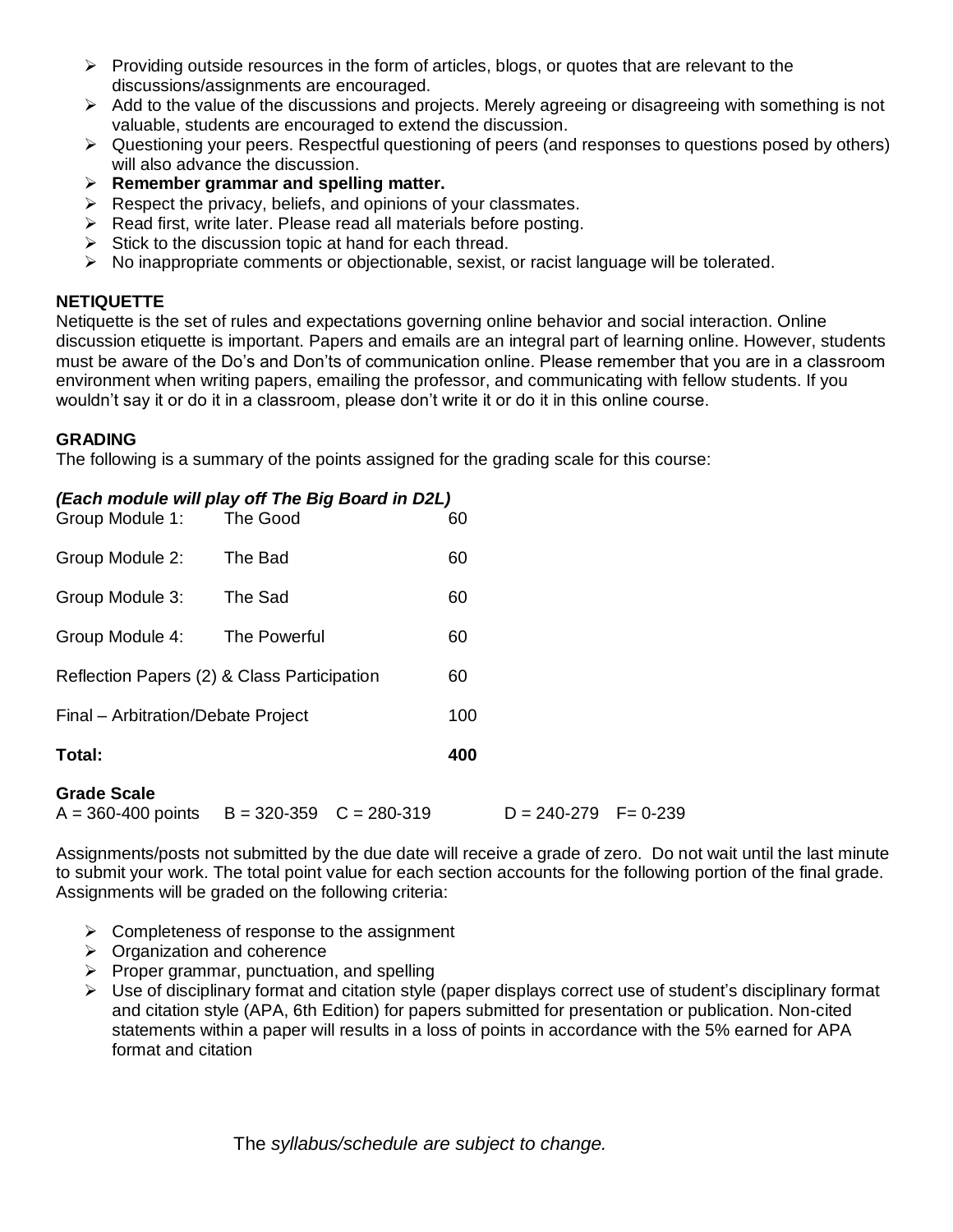- Providing outside resources in the form of articles, blogs, or quotes that are relevant to the discussions/assignments are encouraged.
- Add to the value of the discussions and projects. Merely agreeing or disagreeing with something is not valuable, students are encouraged to extend the discussion.
- Questioning your peers. Respectful questioning of peers (and responses to questions posed by others) will also advance the discussion.
- **Remember grammar and spelling matter.**
- Respect the privacy, beliefs, and opinions of your classmates.
- Read first, write later. Please read all materials before posting.
- Stick to the discussion topic at hand for each thread.
- No inappropriate comments or objectionable, sexist, or racist language will be tolerated.

**NETIQUETTE**

Netiquette is the set of rules and expectations governing online behavior and social interaction. Online discussion etiquette is important. Papers and emails are an integral part of learning online. However, students must be aware of the Do's and Don'ts of communication online. Please remember that you are in a classroom environment when writing papers, emailing the professor, and communicating with fellow students. If you wouldn't say it or do it in a classroom, please don't write it or do it in this online course.

**GRADING**

The following is a summary of the points assigned for the grading scale for this course:

***(Each module will play off The Big Board in D2L)***

| | | |
|---|---|---|
| Group Module 1: | The Good | 60 |
| Group Module 2: | The Bad | 60 |
| Group Module 3: | The Sad | 60 |
| Group Module 4: | The Powerful | 60 |
| Reflection Papers (2) & Class Participation | | 60 |
| Final – Arbitration/Debate Project | | 100 |
| **Total:** | | **400** |

**Grade Scale**

A = 360-400 points  B = 320-359  C = 280-319  D = 240-279  F= 0-239

Assignments/posts not submitted by the due date will receive a grade of zero. Do not wait until the last minute to submit your work. The total point value for each section accounts for the following portion of the final grade. Assignments will be graded on the following criteria:

- Completeness of response to the assignment
- Organization and coherence
- Proper grammar, punctuation, and spelling
- Use of disciplinary format and citation style (paper displays correct use of student's disciplinary format and citation style (APA, 6th Edition) for papers submitted for presentation or publication. Non-cited statements within a paper will results in a loss of points in accordance with the 5% earned for APA format and citation

The *syllabus/schedule are subject to change.*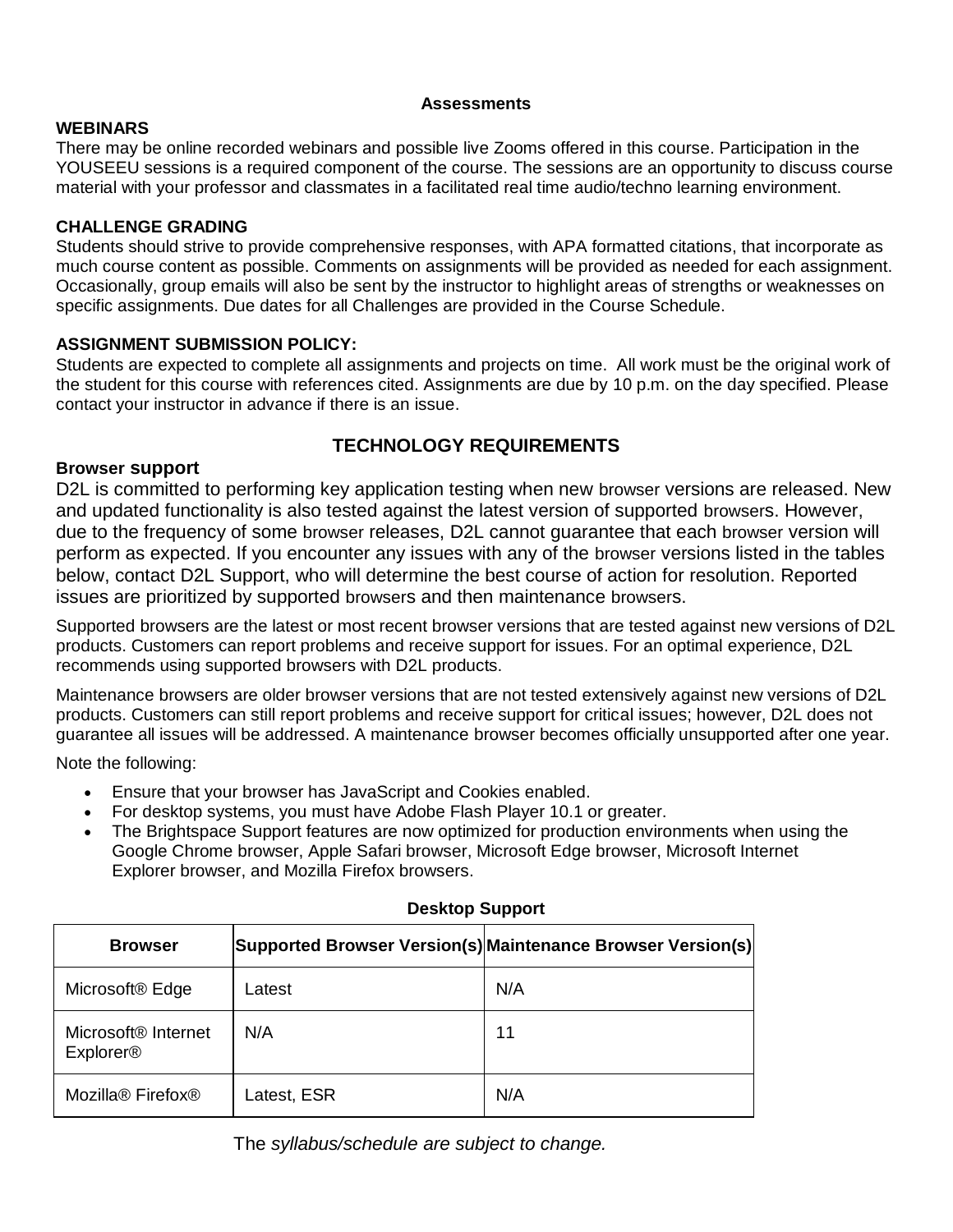## Assessments

**WEBINARS**
There may be online recorded webinars and possible live Zooms offered in this course. Participation in the YOUSEEU sessions is a required component of the course. The sessions are an opportunity to discuss course material with your professor and classmates in a facilitated real time audio/techno learning environment.

**CHALLENGE GRADING**
Students should strive to provide comprehensive responses, with APA formatted citations, that incorporate as much course content as possible. Comments on assignments will be provided as needed for each assignment. Occasionally, group emails will also be sent by the instructor to highlight areas of strengths or weaknesses on specific assignments. Due dates for all Challenges are provided in the Course Schedule.

**ASSIGNMENT SUBMISSION POLICY:**
Students are expected to complete all assignments and projects on time. All work must be the original work of the student for this course with references cited. Assignments are due by 10 p.m. on the day specified. Please contact your instructor in advance if there is an issue.

## TECHNOLOGY REQUIREMENTS

**Browser support**
D2L is committed to performing key application testing when new browser versions are released. New and updated functionality is also tested against the latest version of supported browsers. However, due to the frequency of some browser releases, D2L cannot guarantee that each browser version will perform as expected. If you encounter any issues with any of the browser versions listed in the tables below, contact D2L Support, who will determine the best course of action for resolution. Reported issues are prioritized by supported browsers and then maintenance browsers.

Supported browsers are the latest or most recent browser versions that are tested against new versions of D2L products. Customers can report problems and receive support for issues. For an optimal experience, D2L recommends using supported browsers with D2L products.

Maintenance browsers are older browser versions that are not tested extensively against new versions of D2L products. Customers can still report problems and receive support for critical issues; however, D2L does not guarantee all issues will be addressed. A maintenance browser becomes officially unsupported after one year.

Note the following:

- Ensure that your browser has JavaScript and Cookies enabled.
- For desktop systems, you must have Adobe Flash Player 10.1 or greater.
- The Brightspace Support features are now optimized for production environments when using the Google Chrome browser, Apple Safari browser, Microsoft Edge browser, Microsoft Internet Explorer browser, and Mozilla Firefox browsers.

**Desktop Support**

| Browser | Supported Browser Version(s) | Maintenance Browser Version(s) |
|---|---|---|
| Microsoft® Edge | Latest | N/A |
| Microsoft® Internet Explorer® | N/A | 11 |
| Mozilla® Firefox® | Latest, ESR | N/A |

The *syllabus/schedule are subject to change.*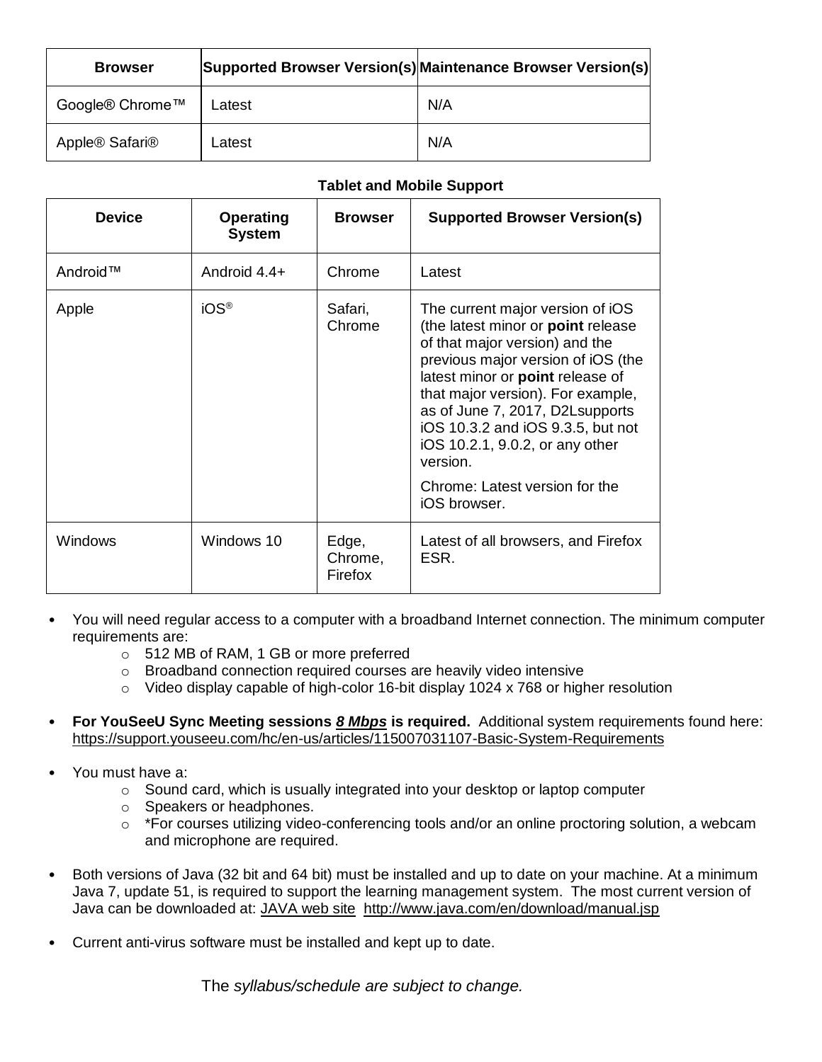| Browser | Supported Browser Version(s) | Maintenance Browser Version(s) |
|---|---|---|
| Google® Chrome™ | Latest | N/A |
| Apple® Safari® | Latest | N/A |

**Tablet and Mobile Support**

| Device | Operating System | Browser | Supported Browser Version(s) |
|---|---|---|---|
| Android™ | Android 4.4+ | Chrome | Latest |
| Apple | iOS® | Safari, Chrome | The current major version of iOS (the latest minor or **point** release of that major version) and the previous major version of iOS (the latest minor or **point** release of that major version). For example, as of June 7, 2017, D2Lsupports iOS 10.3.2 and iOS 9.3.5, but not iOS 10.2.1, 9.0.2, or any other version. Chrome: Latest version for the iOS browser. |
| Windows | Windows 10 | Edge, Chrome, Firefox | Latest of all browsers, and Firefox ESR. |

- You will need regular access to a computer with a broadband Internet connection. The minimum computer requirements are:
  - 512 MB of RAM, 1 GB or more preferred
  - Broadband connection required courses are heavily video intensive
  - Video display capable of high-color 16-bit display 1024 x 768 or higher resolution
- **For YouSeeU Sync Meeting sessions *8 Mbps* is required.** Additional system requirements found here: https://support.youseeu.com/hc/en-us/articles/115007031107-Basic-System-Requirements
- You must have a:
  - Sound card, which is usually integrated into your desktop or laptop computer
  - Speakers or headphones.
  - *For courses utilizing video-conferencing tools and/or an online proctoring solution, a webcam and microphone are required.
- Both versions of Java (32 bit and 64 bit) must be installed and up to date on your machine. At a minimum Java 7, update 51, is required to support the learning management system. The most current version of Java can be downloaded at: JAVA web site http://www.java.com/en/download/manual.jsp
- Current anti-virus software must be installed and kept up to date.

The *syllabus/schedule are subject to change.*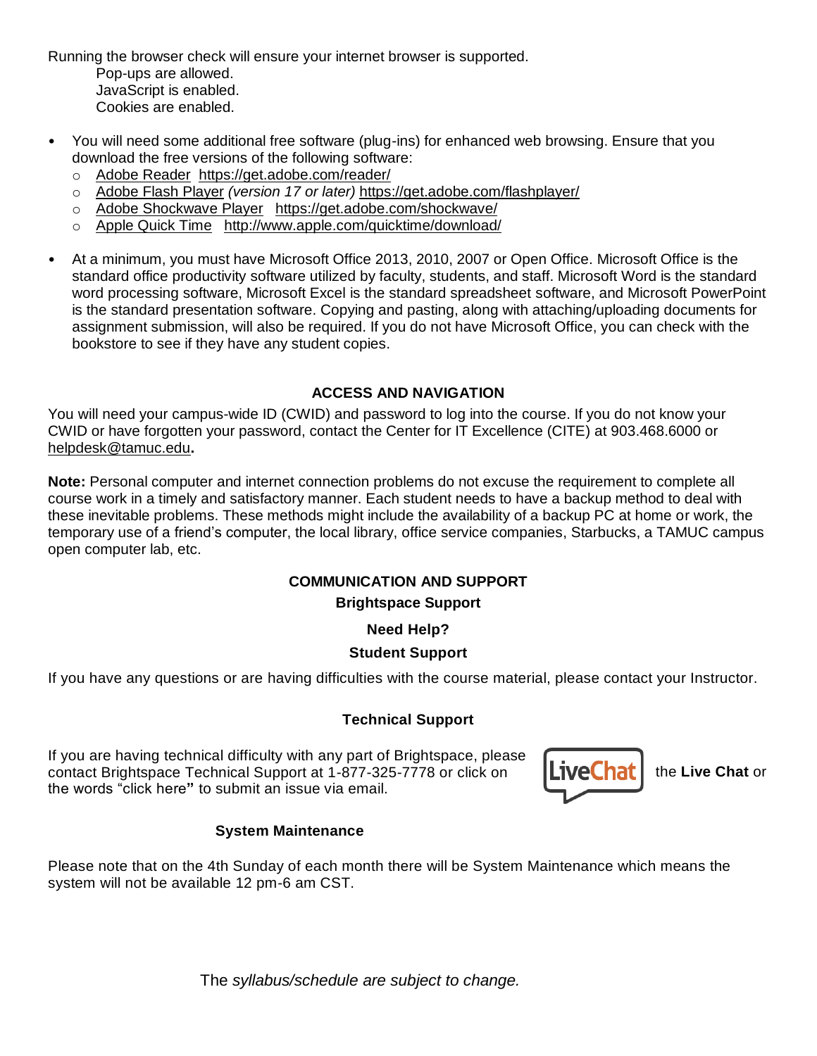Running the browser check will ensure your internet browser is supported.

Pop-ups are allowed.
JavaScript is enabled.
Cookies are enabled.

- You will need some additional free software (plug-ins) for enhanced web browsing. Ensure that you download the free versions of the following software:
  - Adobe Reader https://get.adobe.com/reader/
  - Adobe Flash Player *(version 17 or later)* https://get.adobe.com/flashplayer/
  - Adobe Shockwave Player https://get.adobe.com/shockwave/
  - Apple Quick Time http://www.apple.com/quicktime/download/
- At a minimum, you must have Microsoft Office 2013, 2010, 2007 or Open Office. Microsoft Office is the standard office productivity software utilized by faculty, students, and staff. Microsoft Word is the standard word processing software, Microsoft Excel is the standard spreadsheet software, and Microsoft PowerPoint is the standard presentation software. Copying and pasting, along with attaching/uploading documents for assignment submission, will also be required. If you do not have Microsoft Office, you can check with the bookstore to see if they have any student copies.

## ACCESS AND NAVIGATION

You will need your campus-wide ID (CWID) and password to log into the course. If you do not know your CWID or have forgotten your password, contact the Center for IT Excellence (CITE) at 903.468.6000 or helpdesk@tamuc.edu**.**

**Note:** Personal computer and internet connection problems do not excuse the requirement to complete all course work in a timely and satisfactory manner. Each student needs to have a backup method to deal with these inevitable problems. These methods might include the availability of a backup PC at home or work, the temporary use of a friend's computer, the local library, office service companies, Starbucks, a TAMUC campus open computer lab, etc.

## COMMUNICATION AND SUPPORT

### Brightspace Support

### Need Help?

### Student Support

If you have any questions or are having difficulties with the course material, please contact your Instructor.

### Technical Support

If you are having technical difficulty with any part of Brightspace, please contact Brightspace Technical Support at 1-877-325-7778 or click on the **Live Chat** or the words "click here**"** to submit an issue via email.

### System Maintenance

Please note that on the 4th Sunday of each month there will be System Maintenance which means the system will not be available 12 pm-6 am CST.

The *syllabus/schedule are subject to change.*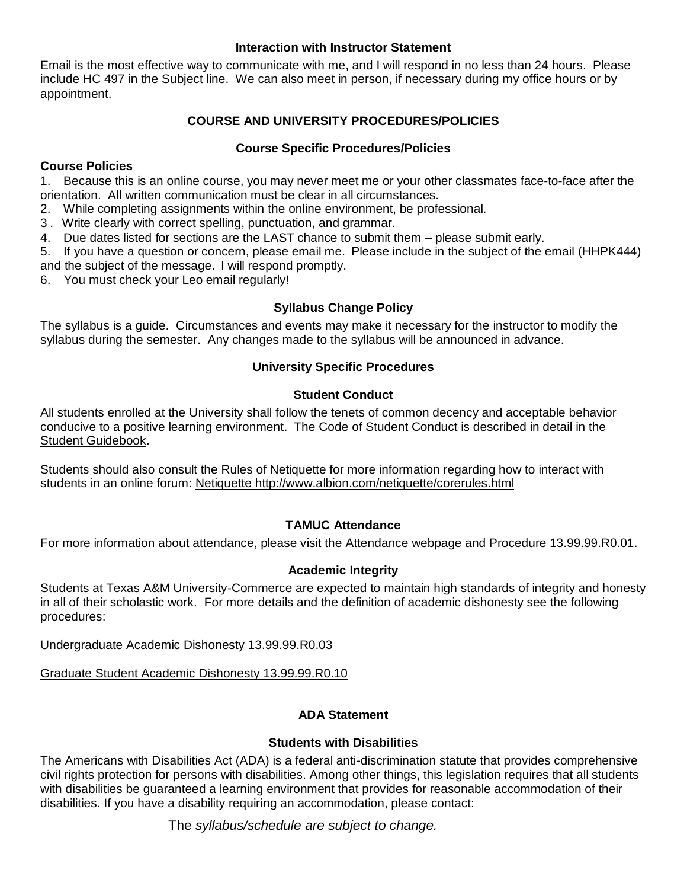### Interaction with Instructor Statement

Email is the most effective way to communicate with me, and I will respond in no less than 24 hours. Please include HC 497 in the Subject line. We can also meet in person, if necessary during my office hours or by appointment.

## COURSE AND UNIVERSITY PROCEDURES/POLICIES

### Course Specific Procedures/Policies

**Course Policies**

1. Because this is an online course, you may never meet me or your other classmates face-to-face after the orientation. All written communication must be clear in all circumstances.
2. While completing assignments within the online environment, be professional.
3. Write clearly with correct spelling, punctuation, and grammar.
4. Due dates listed for sections are the LAST chance to submit them – please submit early.
5. If you have a question or concern, please email me. Please include in the subject of the email (HHPK444) and the subject of the message. I will respond promptly.
6. You must check your Leo email regularly!

### Syllabus Change Policy

The syllabus is a guide. Circumstances and events may make it necessary for the instructor to modify the syllabus during the semester. Any changes made to the syllabus will be announced in advance.

### University Specific Procedures

### Student Conduct

All students enrolled at the University shall follow the tenets of common decency and acceptable behavior conducive to a positive learning environment. The Code of Student Conduct is described in detail in the Student Guidebook.

Students should also consult the Rules of Netiquette for more information regarding how to interact with students in an online forum: Netiquette http://www.albion.com/netiquette/corerules.html

### TAMUC Attendance

For more information about attendance, please visit the Attendance webpage and Procedure 13.99.99.R0.01.

### Academic Integrity

Students at Texas A&M University-Commerce are expected to maintain high standards of integrity and honesty in all of their scholastic work. For more details and the definition of academic dishonesty see the following procedures:

Undergraduate Academic Dishonesty 13.99.99.R0.03

Graduate Student Academic Dishonesty 13.99.99.R0.10

### ADA Statement

### Students with Disabilities

The Americans with Disabilities Act (ADA) is a federal anti-discrimination statute that provides comprehensive civil rights protection for persons with disabilities. Among other things, this legislation requires that all students with disabilities be guaranteed a learning environment that provides for reasonable accommodation of their disabilities. If you have a disability requiring an accommodation, please contact:

The *syllabus/schedule are subject to change.*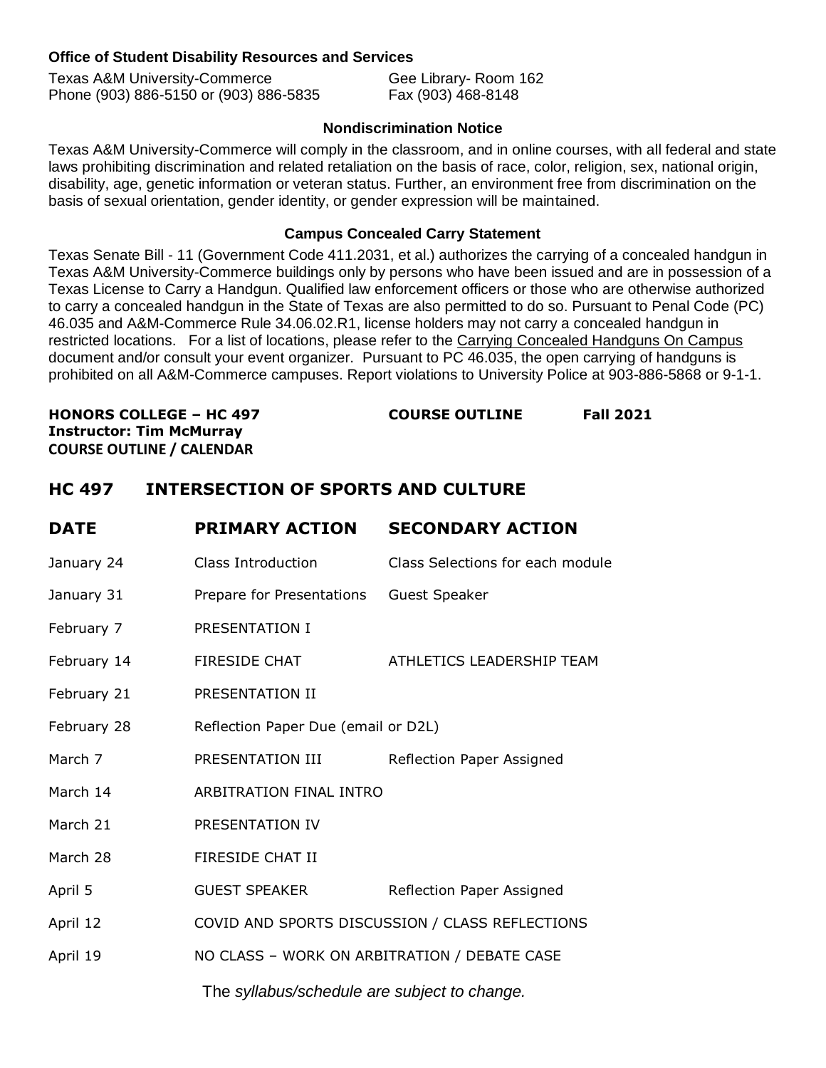**Office of Student Disability Resources and Services**

Texas A&M University-Commerce
Phone (903) 886-5150 or (903) 886-5835
Gee Library- Room 162
Fax (903) 468-8148

**Nondiscrimination Notice**

Texas A&M University-Commerce will comply in the classroom, and in online courses, with all federal and state laws prohibiting discrimination and related retaliation on the basis of race, color, religion, sex, national origin, disability, age, genetic information or veteran status. Further, an environment free from discrimination on the basis of sexual orientation, gender identity, or gender expression will be maintained.

**Campus Concealed Carry Statement**

Texas Senate Bill - 11 (Government Code 411.2031, et al.) authorizes the carrying of a concealed handgun in Texas A&M University-Commerce buildings only by persons who have been issued and are in possession of a Texas License to Carry a Handgun. Qualified law enforcement officers or those who are otherwise authorized to carry a concealed handgun in the State of Texas are also permitted to do so. Pursuant to Penal Code (PC) 46.035 and A&M-Commerce Rule 34.06.02.R1, license holders may not carry a concealed handgun in restricted locations. For a list of locations, please refer to the Carrying Concealed Handguns On Campus document and/or consult your event organizer. Pursuant to PC 46.035, the open carrying of handguns is prohibited on all A&M-Commerce campuses. Report violations to University Police at 903-886-5868 or 9-1-1.

**HONORS COLLEGE – HC 497** **COURSE OUTLINE** **Fall 2021**
**Instructor: Tim McMurray**
**COURSE OUTLINE / CALENDAR**

## HC 497 INTERSECTION OF SPORTS AND CULTURE

| DATE | PRIMARY ACTION | SECONDARY ACTION |
|---|---|---|
| January 24 | Class Introduction | Class Selections for each module |
| January 31 | Prepare for Presentations | Guest Speaker |
| February 7 | PRESENTATION I | |
| February 14 | FIRESIDE CHAT | ATHLETICS LEADERSHIP TEAM |
| February 21 | PRESENTATION II | |
| February 28 | Reflection Paper Due (email or D2L) | |
| March 7 | PRESENTATION III | Reflection Paper Assigned |
| March 14 | ARBITRATION FINAL INTRO | |
| March 21 | PRESENTATION IV | |
| March 28 | FIRESIDE CHAT II | |
| April 5 | GUEST SPEAKER | Reflection Paper Assigned |
| April 12 | COVID AND SPORTS DISCUSSION / CLASS REFLECTIONS | |
| April 19 | NO CLASS – WORK ON ARBITRATION / DEBATE CASE | |

The *syllabus/schedule are subject to change.*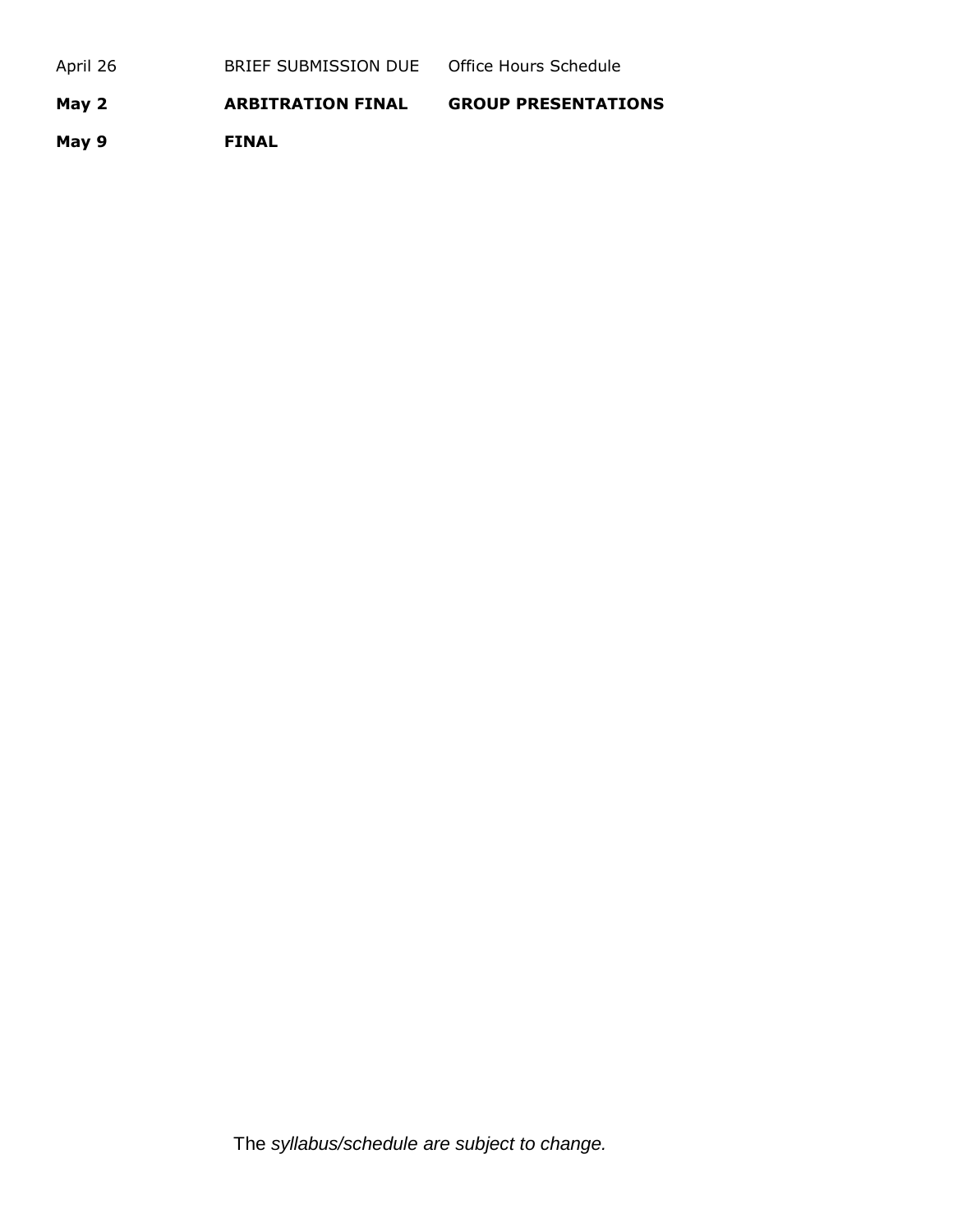| | | |
|---|---|---|
| April 26 | BRIEF SUBMISSION DUE | Office Hours Schedule |
| **May 2** | **ARBITRATION FINAL** | **GROUP PRESENTATIONS** |
| **May 9** | **FINAL** | |

The *syllabus/schedule are subject to change.*